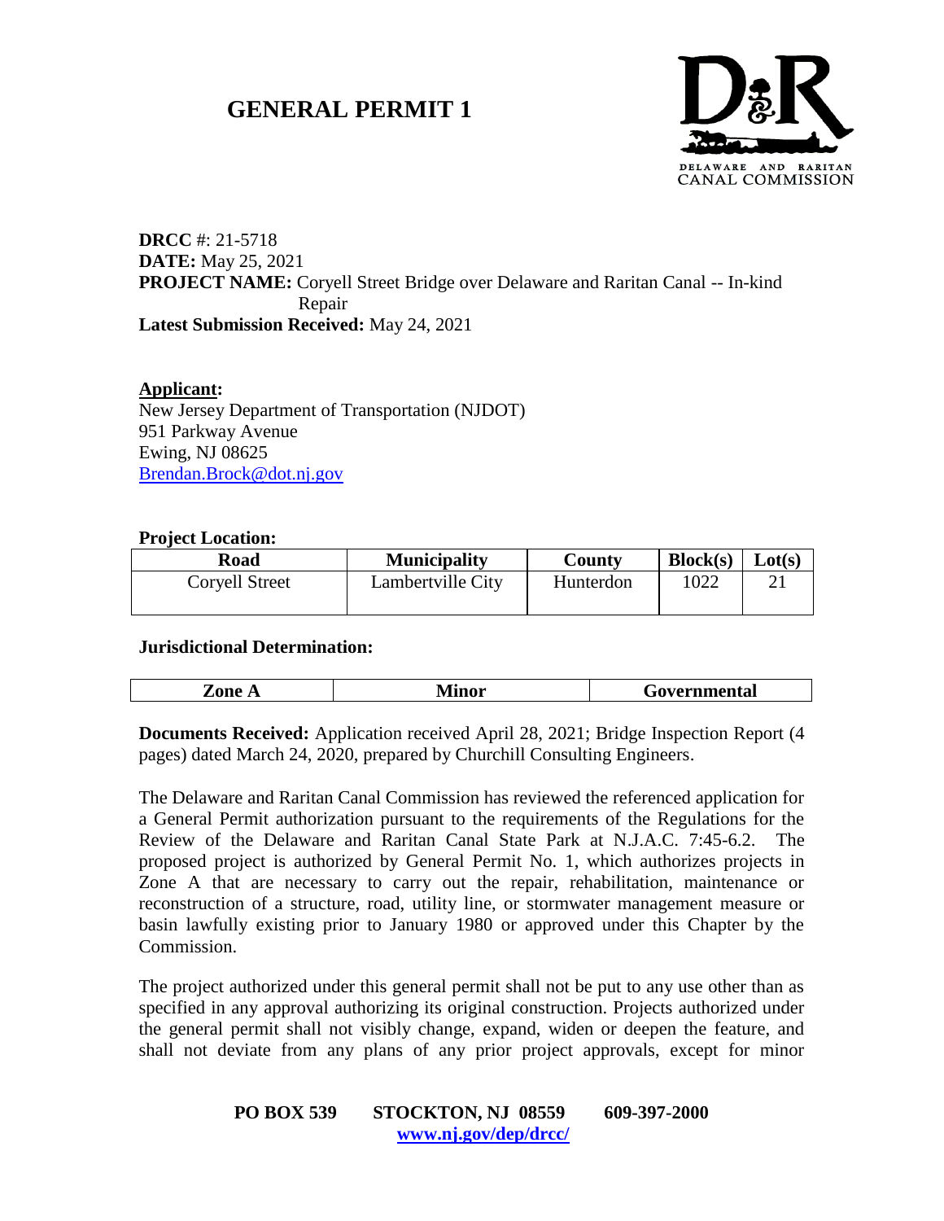# GENERAL PERMIT 1

DELAWARE AND RARITAN CANAL COMMISSION

**DRCC** #: 21-5718
**DATE:** May 25, 2021
**PROJECT NAME:** Coryell Street Bridge over Delaware and Raritan Canal -- In-kind Repair
**Latest Submission Received:** May 24, 2021

**Applicant:**
New Jersey Department of Transportation (NJDOT)
951 Parkway Avenue
Ewing, NJ 08625
Brendan.Brock@dot.nj.gov

**Project Location:**

| Road | Municipality | County | Block(s) | Lot(s) |
|---|---|---|---|---|
| Coryell Street | Lambertville City | Hunterdon | 1022 | 21 |

**Jurisdictional Determination:**

| Zone A | Minor | Governmental |
|---|---|---|

**Documents Received:** Application received April 28, 2021; Bridge Inspection Report (4 pages) dated March 24, 2020, prepared by Churchill Consulting Engineers.

The Delaware and Raritan Canal Commission has reviewed the referenced application for a General Permit authorization pursuant to the requirements of the Regulations for the Review of the Delaware and Raritan Canal State Park at N.J.A.C. 7:45-6.2. The proposed project is authorized by General Permit No. 1, which authorizes projects in Zone A that are necessary to carry out the repair, rehabilitation, maintenance or reconstruction of a structure, road, utility line, or stormwater management measure or basin lawfully existing prior to January 1980 or approved under this Chapter by the Commission.

The project authorized under this general permit shall not be put to any use other than as specified in any approval authorizing its original construction. Projects authorized under the general permit shall not visibly change, expand, widen or deepen the feature, and shall not deviate from any plans of any prior project approvals, except for minor

**PO BOX 539 STOCKTON, NJ 08559 609-397-2000**
**www.nj.gov/dep/drcc/**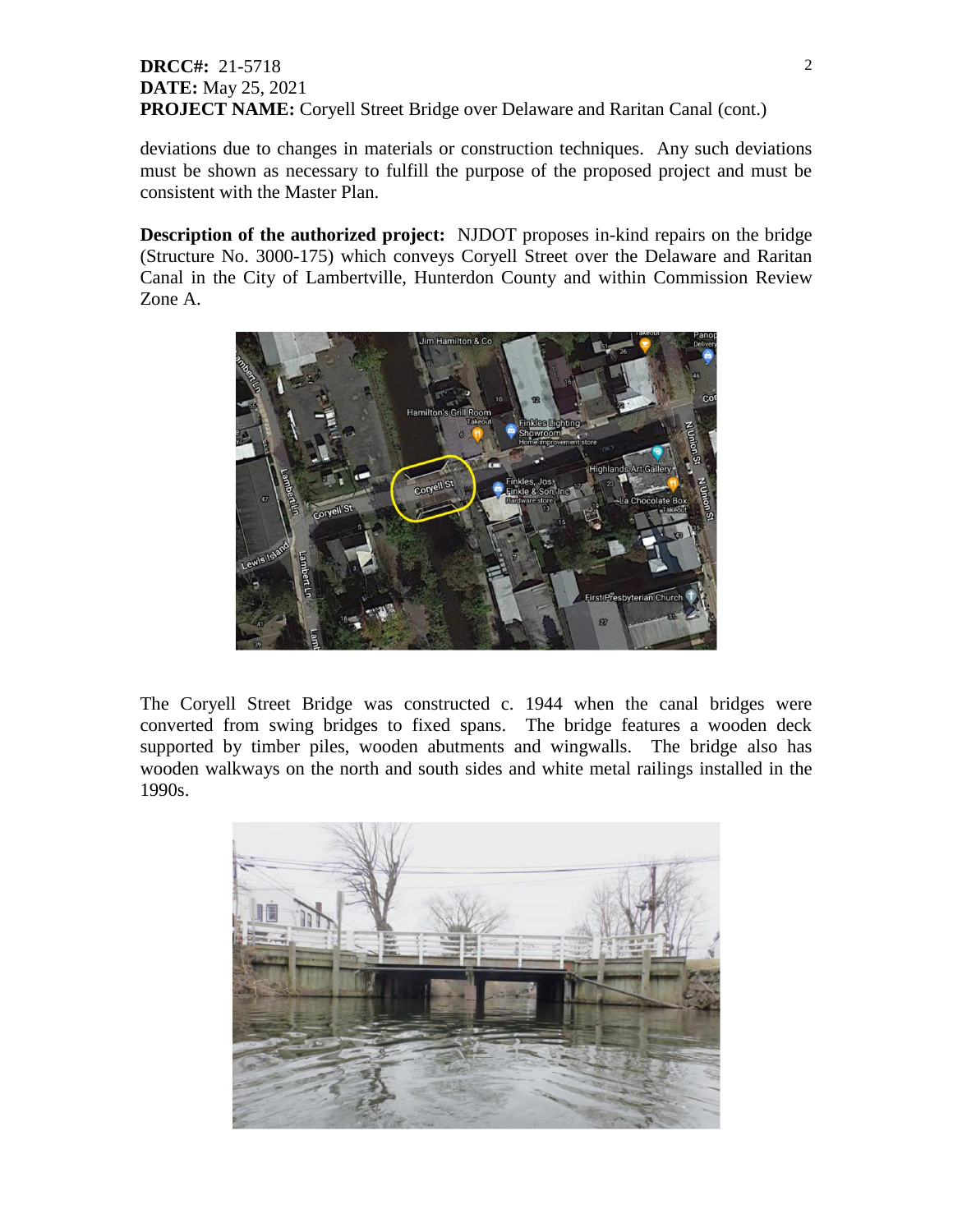deviations due to changes in materials or construction techniques. Any such deviations must be shown as necessary to fulfill the purpose of the proposed project and must be consistent with the Master Plan.

**Description of the authorized project:** NJDOT proposes in-kind repairs on the bridge (Structure No. 3000-175) which conveys Coryell Street over the Delaware and Raritan Canal in the City of Lambertville, Hunterdon County and within Commission Review Zone A.

The Coryell Street Bridge was constructed c. 1944 when the canal bridges were converted from swing bridges to fixed spans. The bridge features a wooden deck supported by timber piles, wooden abutments and wingwalls. The bridge also has wooden walkways on the north and south sides and white metal railings installed in the 1990s.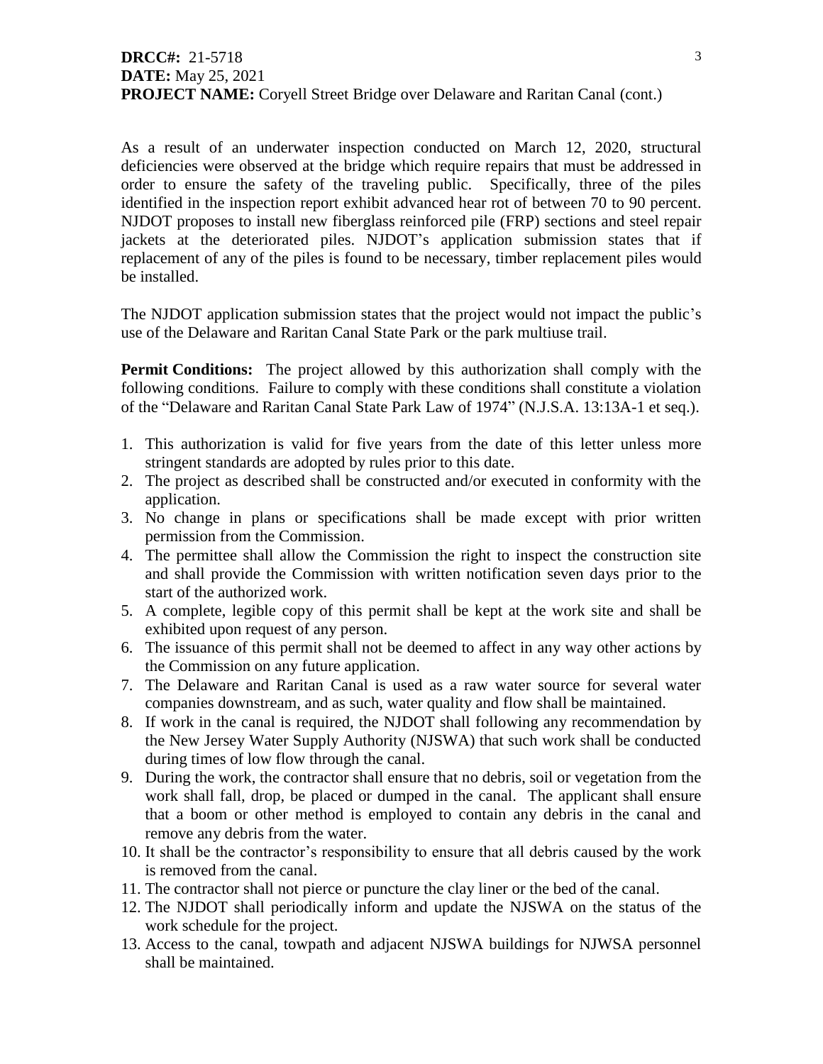**DRCC#:** 21-5718
**DATE:** May 25, 2021
**PROJECT NAME:** Coryell Street Bridge over Delaware and Raritan Canal (cont.)

As a result of an underwater inspection conducted on March 12, 2020, structural deficiencies were observed at the bridge which require repairs that must be addressed in order to ensure the safety of the traveling public. Specifically, three of the piles identified in the inspection report exhibit advanced hear rot of between 70 to 90 percent. NJDOT proposes to install new fiberglass reinforced pile (FRP) sections and steel repair jackets at the deteriorated piles. NJDOT's application submission states that if replacement of any of the piles is found to be necessary, timber replacement piles would be installed.

The NJDOT application submission states that the project would not impact the public's use of the Delaware and Raritan Canal State Park or the park multiuse trail.

**Permit Conditions:** The project allowed by this authorization shall comply with the following conditions. Failure to comply with these conditions shall constitute a violation of the "Delaware and Raritan Canal State Park Law of 1974" (N.J.S.A. 13:13A-1 et seq.).

1. This authorization is valid for five years from the date of this letter unless more stringent standards are adopted by rules prior to this date.
2. The project as described shall be constructed and/or executed in conformity with the application.
3. No change in plans or specifications shall be made except with prior written permission from the Commission.
4. The permittee shall allow the Commission the right to inspect the construction site and shall provide the Commission with written notification seven days prior to the start of the authorized work.
5. A complete, legible copy of this permit shall be kept at the work site and shall be exhibited upon request of any person.
6. The issuance of this permit shall not be deemed to affect in any way other actions by the Commission on any future application.
7. The Delaware and Raritan Canal is used as a raw water source for several water companies downstream, and as such, water quality and flow shall be maintained.
8. If work in the canal is required, the NJDOT shall following any recommendation by the New Jersey Water Supply Authority (NJSWA) that such work shall be conducted during times of low flow through the canal.
9. During the work, the contractor shall ensure that no debris, soil or vegetation from the work shall fall, drop, be placed or dumped in the canal. The applicant shall ensure that a boom or other method is employed to contain any debris in the canal and remove any debris from the water.
10. It shall be the contractor's responsibility to ensure that all debris caused by the work is removed from the canal.
11. The contractor shall not pierce or puncture the clay liner or the bed of the canal.
12. The NJDOT shall periodically inform and update the NJSWA on the status of the work schedule for the project.
13. Access to the canal, towpath and adjacent NJSWA buildings for NJWSA personnel shall be maintained.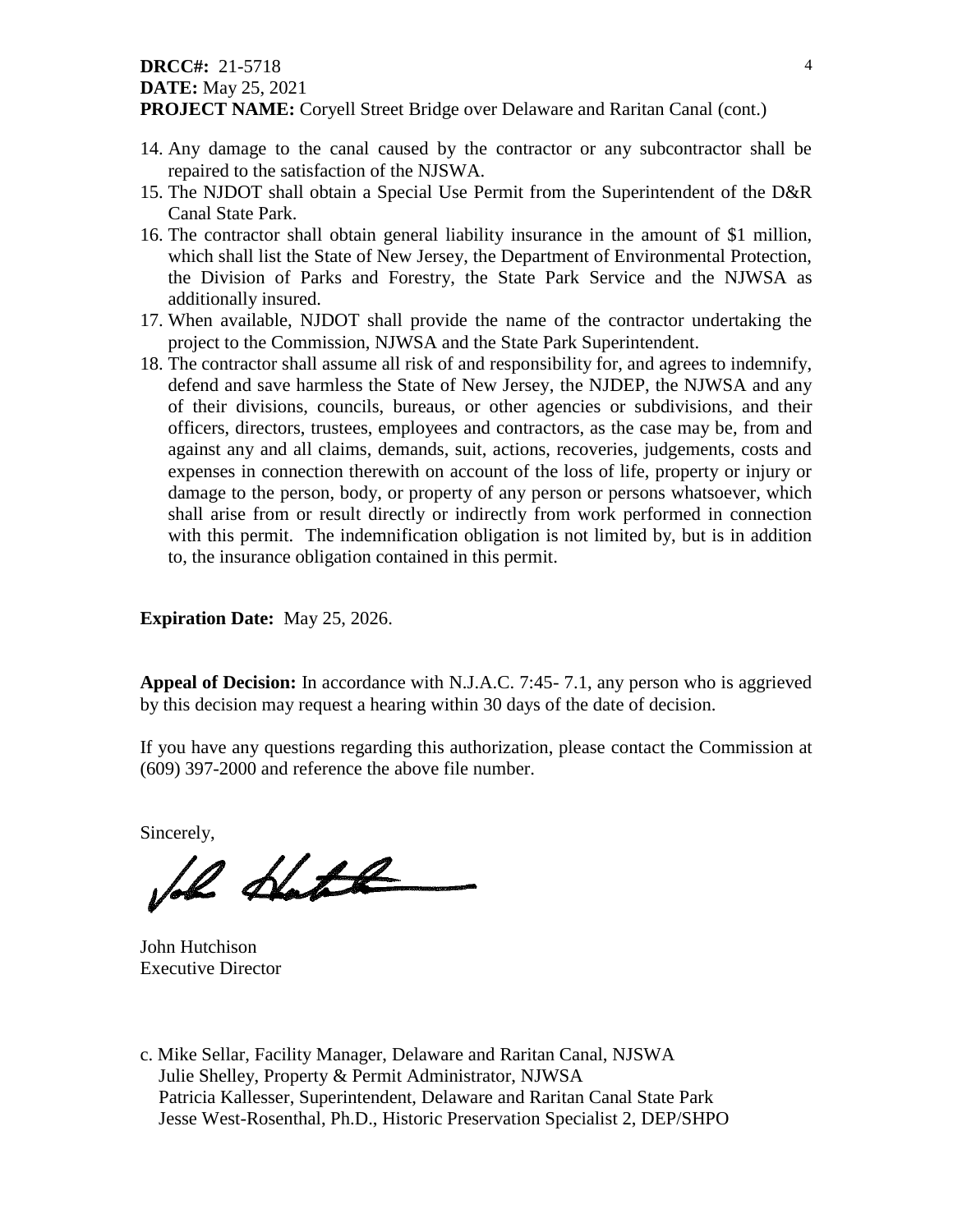**DRCC#:** 21-5718
**DATE:** May 25, 2021
**PROJECT NAME:** Coryell Street Bridge over Delaware and Raritan Canal (cont.)

14. Any damage to the canal caused by the contractor or any subcontractor shall be repaired to the satisfaction of the NJSWA.
15. The NJDOT shall obtain a Special Use Permit from the Superintendent of the D&R Canal State Park.
16. The contractor shall obtain general liability insurance in the amount of $1 million, which shall list the State of New Jersey, the Department of Environmental Protection, the Division of Parks and Forestry, the State Park Service and the NJWSA as additionally insured.
17. When available, NJDOT shall provide the name of the contractor undertaking the project to the Commission, NJWSA and the State Park Superintendent.
18. The contractor shall assume all risk of and responsibility for, and agrees to indemnify, defend and save harmless the State of New Jersey, the NJDEP, the NJWSA and any of their divisions, councils, bureaus, or other agencies or subdivisions, and their officers, directors, trustees, employees and contractors, as the case may be, from and against any and all claims, demands, suit, actions, recoveries, judgements, costs and expenses in connection therewith on account of the loss of life, property or injury or damage to the person, body, or property of any person or persons whatsoever, which shall arise from or result directly or indirectly from work performed in connection with this permit. The indemnification obligation is not limited by, but is in addition to, the insurance obligation contained in this permit.

**Expiration Date:** May 25, 2026.

**Appeal of Decision:** In accordance with N.J.A.C. 7:45- 7.1, any person who is aggrieved by this decision may request a hearing within 30 days of the date of decision.

If you have any questions regarding this authorization, please contact the Commission at (609) 397-2000 and reference the above file number.

Sincerely,

John Hutchison
Executive Director

c. Mike Sellar, Facility Manager, Delaware and Raritan Canal, NJSWA
Julie Shelley, Property & Permit Administrator, NJWSA
Patricia Kallesser, Superintendent, Delaware and Raritan Canal State Park
Jesse West-Rosenthal, Ph.D., Historic Preservation Specialist 2, DEP/SHPO